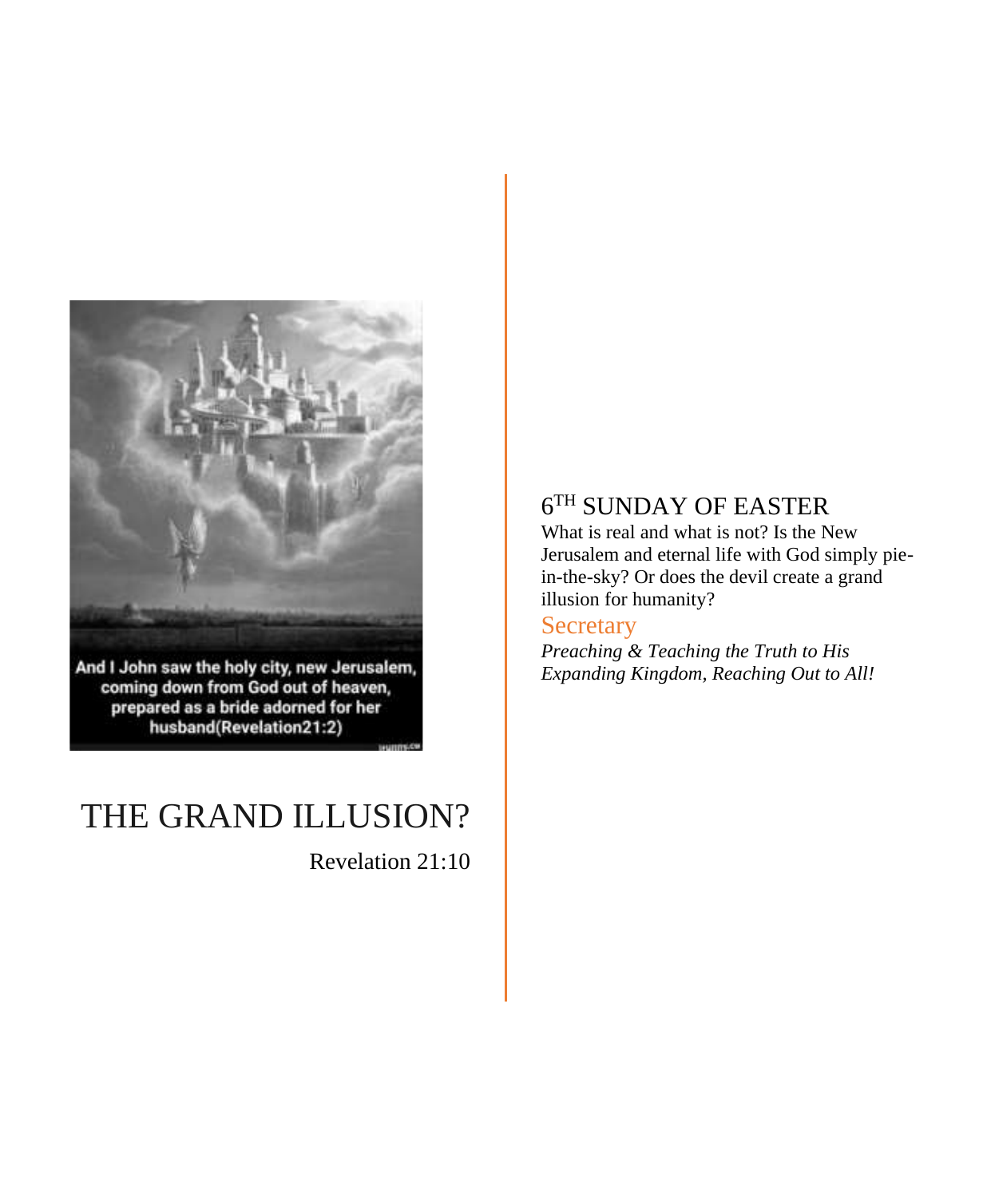And I John saw the holy city, new Jerusalem, coming down from God out of heaven, prepared as a bride adorned for her husband(Revelation21:2)

# THE GRAND ILLUSION?

Revelation 21:10

## 6TH SUNDAY OF EASTER

What is real and what is not? Is the New Jerusalem and eternal life with God simply pie-in-the-sky? Or does the devil create a grand illusion for humanity?

Secretary

*Preaching & Teaching the Truth to His Expanding Kingdom, Reaching Out to All!*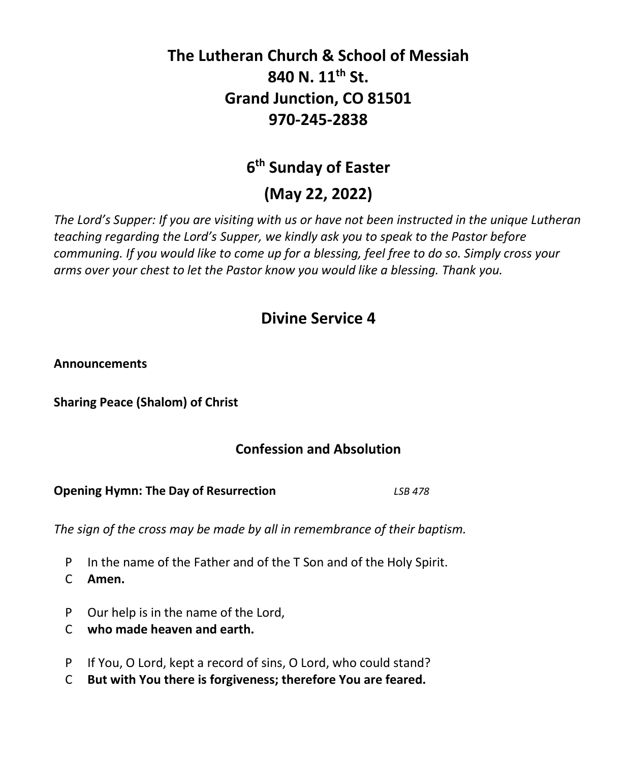# The Lutheran Church & School of Messiah
# 840 N. 11th St.
# Grand Junction, CO 81501
# 970-245-2838

## 6th Sunday of Easter

## (May 22, 2022)

*The Lord's Supper: If you are visiting with us or have not been instructed in the unique Lutheran teaching regarding the Lord's Supper, we kindly ask you to speak to the Pastor before communing. If you would like to come up for a blessing, feel free to do so. Simply cross your arms over your chest to let the Pastor know you would like a blessing. Thank you.*

## Divine Service 4

**Announcements**

**Sharing Peace (Shalom) of Christ**

### Confession and Absolution

**Opening Hymn: The Day of Resurrection** *LSB 478*

*The sign of the cross may be made by all in remembrance of their baptism.*

P In the name of the Father and of the T Son and of the Holy Spirit.
C **Amen.**

P Our help is in the name of the Lord,
C **who made heaven and earth.**

P If You, O Lord, kept a record of sins, O Lord, who could stand?
C **But with You there is forgiveness; therefore You are feared.**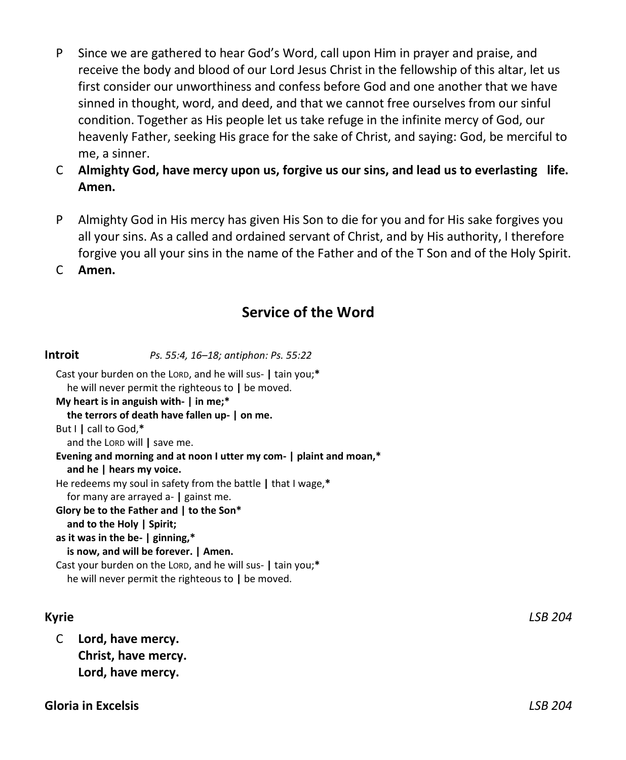P Since we are gathered to hear God's Word, call upon Him in prayer and praise, and receive the body and blood of our Lord Jesus Christ in the fellowship of this altar, let us first consider our unworthiness and confess before God and one another that we have sinned in thought, word, and deed, and that we cannot free ourselves from our sinful condition. Together as His people let us take refuge in the infinite mercy of God, our heavenly Father, seeking His grace for the sake of Christ, and saying: God, be merciful to me, a sinner.

C **Almighty God, have mercy upon us, forgive us our sins, and lead us to everlasting life. Amen.**

P Almighty God in His mercy has given His Son to die for you and for His sake forgives you all your sins. As a called and ordained servant of Christ, and by His authority, I therefore forgive you all your sins in the name of the Father and of the T Son and of the Holy Spirit.

C **Amen.**

## Service of the Word

**Introit** *Ps. 55:4, 16–18; antiphon: Ps. 55:22*

Cast your burden on the LORD, and he will sus- | tain you;*
he will never permit the righteous to | be moved.
**My heart is in anguish with- | in me;***
**the terrors of death have fallen up- | on me.**
But I | call to God,*
and the LORD will | save me.
**Evening and morning and at noon I utter my com- | plaint and moan,***
**and he | hears my voice.**
He redeems my soul in safety from the battle | that I wage,*
for many are arrayed a- | gainst me.
**Glory be to the Father and | to the Son***
**and to the Holy | Spirit;**
**as it was in the be- | ginning,***
**is now, and will be forever. | Amen.**
Cast your burden on the LORD, and he will sus- | tain you;*
he will never permit the righteous to | be moved.

**Kyrie** *LSB 204*

C **Lord, have mercy.**
**Christ, have mercy.**
**Lord, have mercy.**

**Gloria in Excelsis** *LSB 204*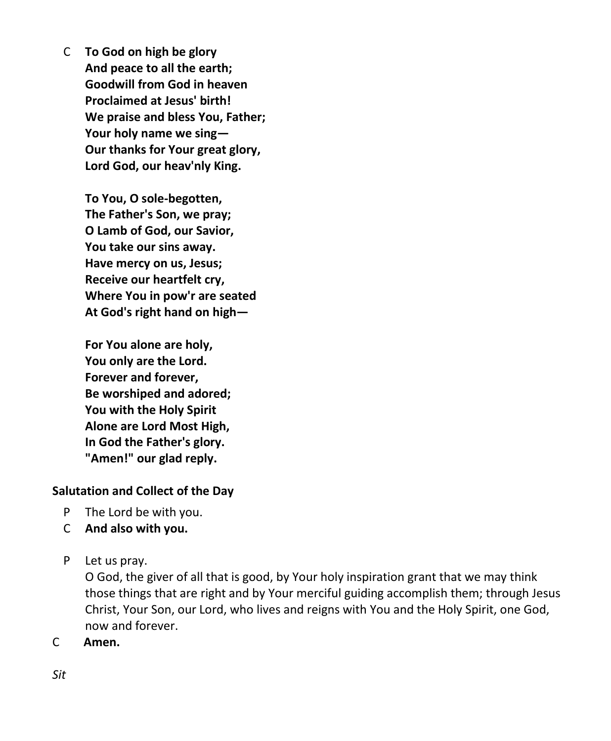C **To God on high be glory**
**And peace to all the earth;**
**Goodwill from God in heaven**
**Proclaimed at Jesus' birth!**
**We praise and bless You, Father;**
**Your holy name we sing—**
**Our thanks for Your great glory,**
**Lord God, our heav'nly King.**

**To You, O sole-begotten,**
**The Father's Son, we pray;**
**O Lamb of God, our Savior,**
**You take our sins away.**
**Have mercy on us, Jesus;**
**Receive our heartfelt cry,**
**Where You in pow'r are seated**
**At God's right hand on high—**

**For You alone are holy,**
**You only are the Lord.**
**Forever and forever,**
**Be worshiped and adored;**
**You with the Holy Spirit**
**Alone are Lord Most High,**
**In God the Father's glory.**
**"Amen!" our glad reply.**

**Salutation and Collect of the Day**

P The Lord be with you.
C **And also with you.**

P Let us pray.
O God, the giver of all that is good, by Your holy inspiration grant that we may think those things that are right and by Your merciful guiding accomplish them; through Jesus Christ, Your Son, our Lord, who lives and reigns with You and the Holy Spirit, one God, now and forever.
C **Amen.**

*Sit*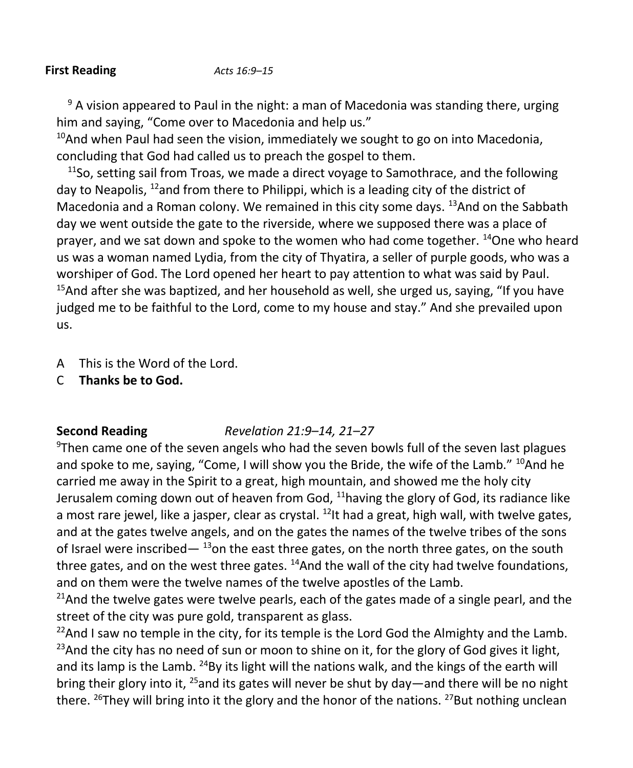**First Reading** *Acts 16:9–15*

[9] A vision appeared to Paul in the night: a man of Macedonia was standing there, urging him and saying, "Come over to Macedonia and help us."
[10]And when Paul had seen the vision, immediately we sought to go on into Macedonia, concluding that God had called us to preach the gospel to them.

[11]So, setting sail from Troas, we made a direct voyage to Samothrace, and the following day to Neapolis, [12]and from there to Philippi, which is a leading city of the district of Macedonia and a Roman colony. We remained in this city some days. [13]And on the Sabbath day we went outside the gate to the riverside, where we supposed there was a place of prayer, and we sat down and spoke to the women who had come together. [14]One who heard us was a woman named Lydia, from the city of Thyatira, a seller of purple goods, who was a worshiper of God. The Lord opened her heart to pay attention to what was said by Paul. [15]And after she was baptized, and her household as well, she urged us, saying, "If you have judged me to be faithful to the Lord, come to my house and stay." And she prevailed upon us.

A This is the Word of the Lord.
C **Thanks be to God.**

**Second Reading** *Revelation 21:9–14, 21–27*

[9]Then came one of the seven angels who had the seven bowls full of the seven last plagues and spoke to me, saying, "Come, I will show you the Bride, the wife of the Lamb." [10]And he carried me away in the Spirit to a great, high mountain, and showed me the holy city Jerusalem coming down out of heaven from God, [11]having the glory of God, its radiance like a most rare jewel, like a jasper, clear as crystal. [12]It had a great, high wall, with twelve gates, and at the gates twelve angels, and on the gates the names of the twelve tribes of the sons of Israel were inscribed— [13]on the east three gates, on the north three gates, on the south three gates, and on the west three gates. [14]And the wall of the city had twelve foundations, and on them were the twelve names of the twelve apostles of the Lamb.
[21]And the twelve gates were twelve pearls, each of the gates made of a single pearl, and the street of the city was pure gold, transparent as glass.
[22]And I saw no temple in the city, for its temple is the Lord God the Almighty and the Lamb. [23]And the city has no need of sun or moon to shine on it, for the glory of God gives it light, and its lamp is the Lamb. [24]By its light will the nations walk, and the kings of the earth will bring their glory into it, [25]and its gates will never be shut by day—and there will be no night there. [26]They will bring into it the glory and the honor of the nations. [27]But nothing unclean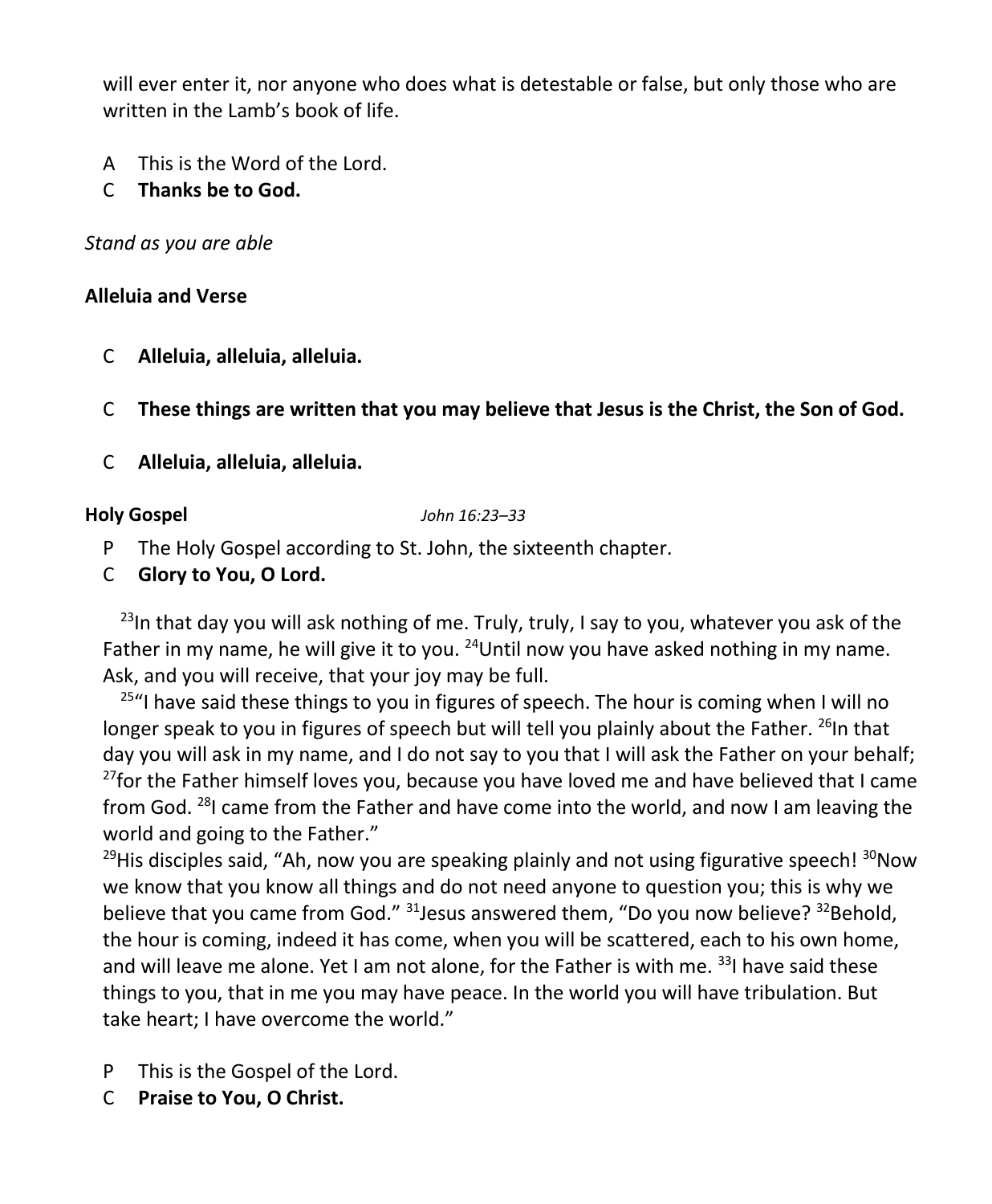will ever enter it, nor anyone who does what is detestable or false, but only those who are written in the Lamb's book of life.

A This is the Word of the Lord.
C **Thanks be to God.**

*Stand as you are able*

**Alleluia and Verse**

C **Alleluia, alleluia, alleluia.**

C **These things are written that you may believe that Jesus is the Christ, the Son of God.**

C **Alleluia, alleluia, alleluia.**

**Holy Gospel** *John 16:23–33*

P The Holy Gospel according to St. John, the sixteenth chapter.
C **Glory to You, O Lord.**

[23]In that day you will ask nothing of me. Truly, truly, I say to you, whatever you ask of the Father in my name, he will give it to you. [24]Until now you have asked nothing in my name. Ask, and you will receive, that your joy may be full.

[25]"I have said these things to you in figures of speech. The hour is coming when I will no longer speak to you in figures of speech but will tell you plainly about the Father. [26]In that day you will ask in my name, and I do not say to you that I will ask the Father on your behalf; [27]for the Father himself loves you, because you have loved me and have believed that I came from God. [28]I came from the Father and have come into the world, and now I am leaving the world and going to the Father."
[29]His disciples said, "Ah, now you are speaking plainly and not using figurative speech! [30]Now we know that you know all things and do not need anyone to question you; this is why we believe that you came from God." [31]Jesus answered them, "Do you now believe? [32]Behold, the hour is coming, indeed it has come, when you will be scattered, each to his own home, and will leave me alone. Yet I am not alone, for the Father is with me. [33]I have said these things to you, that in me you may have peace. In the world you will have tribulation. But take heart; I have overcome the world."

P This is the Gospel of the Lord.
C **Praise to You, O Christ.**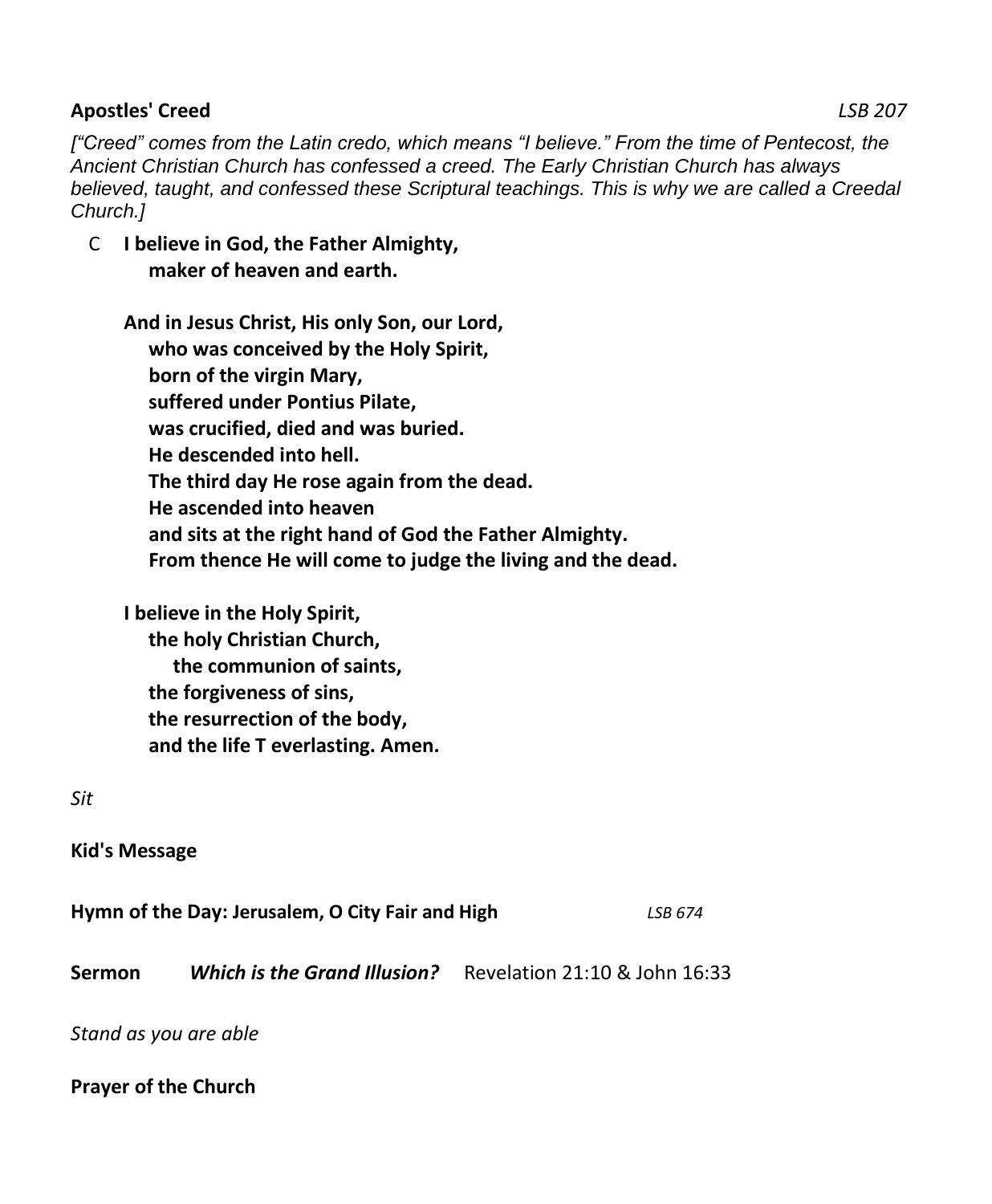**Apostles' Creed** *LSB 207*

*["Creed" comes from the Latin credo, which means "I believe." From the time of Pentecost, the Ancient Christian Church has confessed a creed. The Early Christian Church has always believed, taught, and confessed these Scriptural teachings. This is why we are called a Creedal Church.]*

C **I believe in God, the Father Almighty,**
**maker of heaven and earth.**

**And in Jesus Christ, His only Son, our Lord,**
**who was conceived by the Holy Spirit,**
**born of the virgin Mary,**
**suffered under Pontius Pilate,**
**was crucified, died and was buried.**
**He descended into hell.**
**The third day He rose again from the dead.**
**He ascended into heaven**
**and sits at the right hand of God the Father Almighty.**
**From thence He will come to judge the living and the dead.**

**I believe in the Holy Spirit,**
**the holy Christian Church,**
**the communion of saints,**
**the forgiveness of sins,**
**the resurrection of the body,**
**and the life T everlasting. Amen.**

*Sit*

**Kid's Message**

**Hymn of the Day: Jerusalem, O City Fair and High** *LSB 674*

**Sermon** ***Which is the Grand Illusion?*** Revelation 21:10 & John 16:33

*Stand as you are able*

**Prayer of the Church**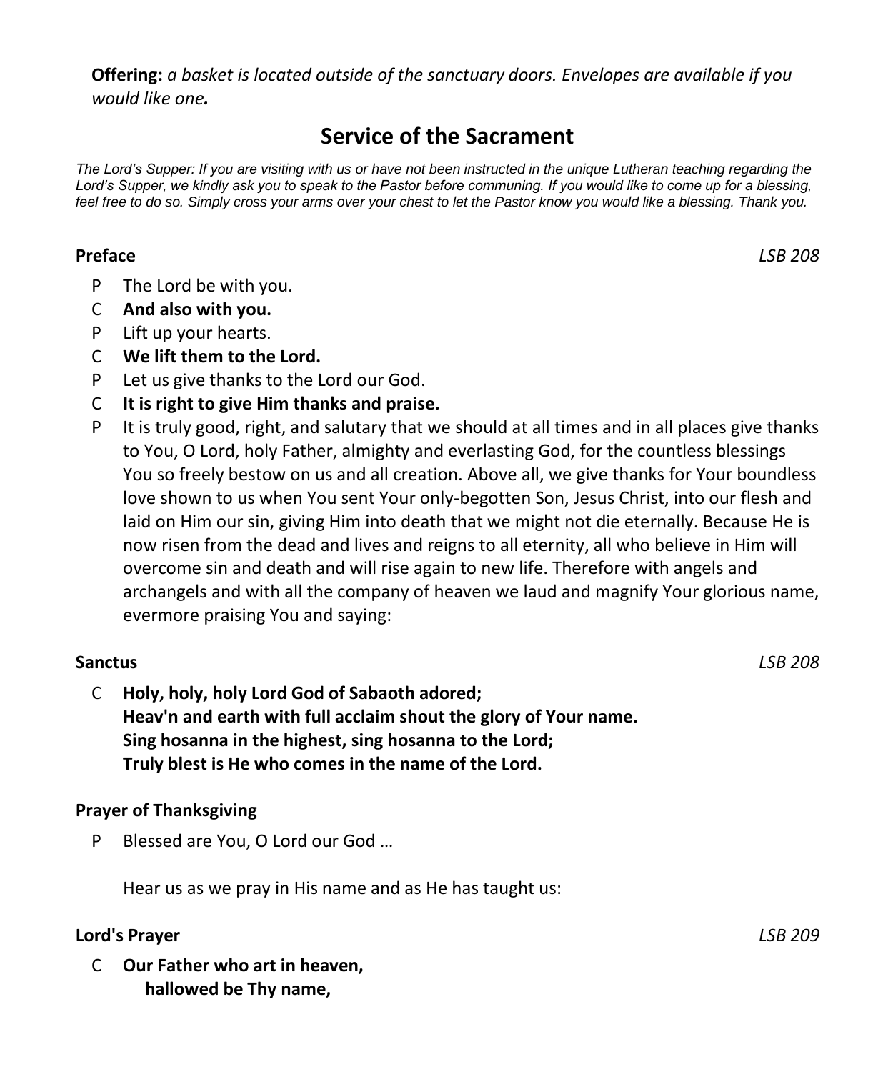**Offering:** *a basket is located outside of the sanctuary doors. Envelopes are available if you would like one.*

## Service of the Sacrament

*The Lord's Supper: If you are visiting with us or have not been instructed in the unique Lutheran teaching regarding the Lord's Supper, we kindly ask you to speak to the Pastor before communing. If you would like to come up for a blessing, feel free to do so. Simply cross your arms over your chest to let the Pastor know you would like a blessing. Thank you.*

**Preface** *LSB 208*

P The Lord be with you.

C **And also with you.**

P Lift up your hearts.

C **We lift them to the Lord.**

P Let us give thanks to the Lord our God.

C **It is right to give Him thanks and praise.**

P It is truly good, right, and salutary that we should at all times and in all places give thanks to You, O Lord, holy Father, almighty and everlasting God, for the countless blessings You so freely bestow on us and all creation. Above all, we give thanks for Your boundless love shown to us when You sent Your only-begotten Son, Jesus Christ, into our flesh and laid on Him our sin, giving Him into death that we might not die eternally. Because He is now risen from the dead and lives and reigns to all eternity, all who believe in Him will overcome sin and death and will rise again to new life. Therefore with angels and archangels and with all the company of heaven we laud and magnify Your glorious name, evermore praising You and saying:

**Sanctus** *LSB 208*

C **Holy, holy, holy Lord God of Sabaoth adored;**
**Heav'n and earth with full acclaim shout the glory of Your name.**
**Sing hosanna in the highest, sing hosanna to the Lord;**
**Truly blest is He who comes in the name of the Lord.**

**Prayer of Thanksgiving**

P Blessed are You, O Lord our God …

Hear us as we pray in His name and as He has taught us:

**Lord's Prayer** *LSB 209*

C **Our Father who art in heaven,**
**hallowed be Thy name,**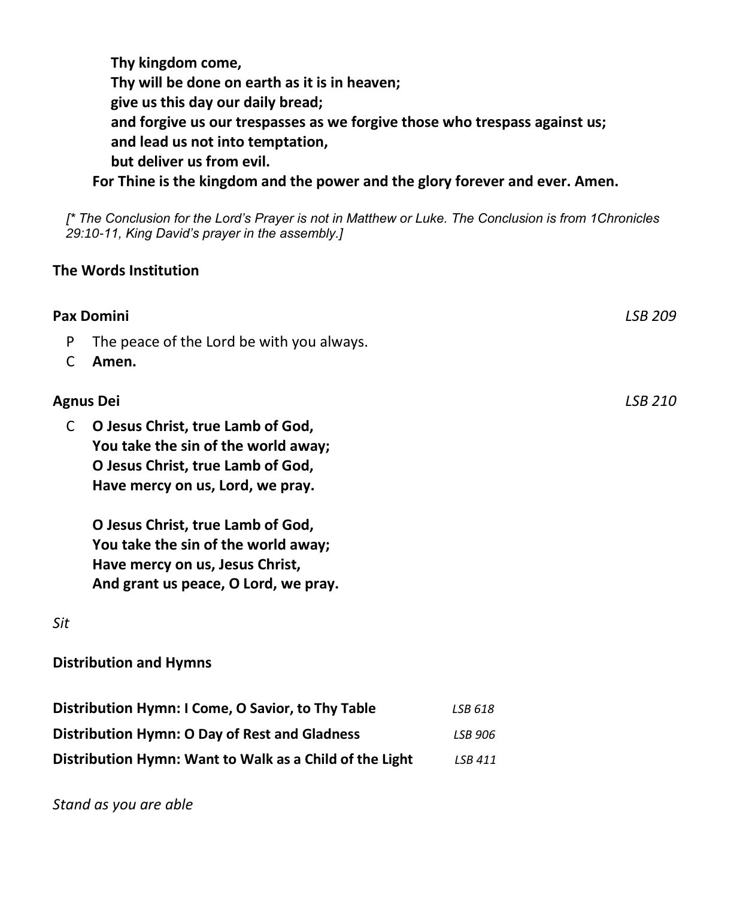**Thy kingdom come,**
**Thy will be done on earth as it is in heaven;**
**give us this day our daily bread;**
**and forgive us our trespasses as we forgive those who trespass against us;**
**and lead us not into temptation,**
**but deliver us from evil.**
**For Thine is the kingdom and the power and the glory forever and ever. Amen.**

*[* The Conclusion for the Lord's Prayer is not in Matthew or Luke. The Conclusion is from 1Chronicles 29:10-11, King David's prayer in the assembly.]*

**The Words Institution**

**Pax Domini** *LSB 209*

P The peace of the Lord be with you always.
C **Amen.**

**Agnus Dei** *LSB 210*

C **O Jesus Christ, true Lamb of God,**
**You take the sin of the world away;**
**O Jesus Christ, true Lamb of God,**
**Have mercy on us, Lord, we pray.**

**O Jesus Christ, true Lamb of God,**
**You take the sin of the world away;**
**Have mercy on us, Jesus Christ,**
**And grant us peace, O Lord, we pray.**

*Sit*

**Distribution and Hymns**

**Distribution Hymn: I Come, O Savior, to Thy Table** *LSB 618*
**Distribution Hymn: O Day of Rest and Gladness** *LSB 906*
**Distribution Hymn: Want to Walk as a Child of the Light** *LSB 411*

*Stand as you are able*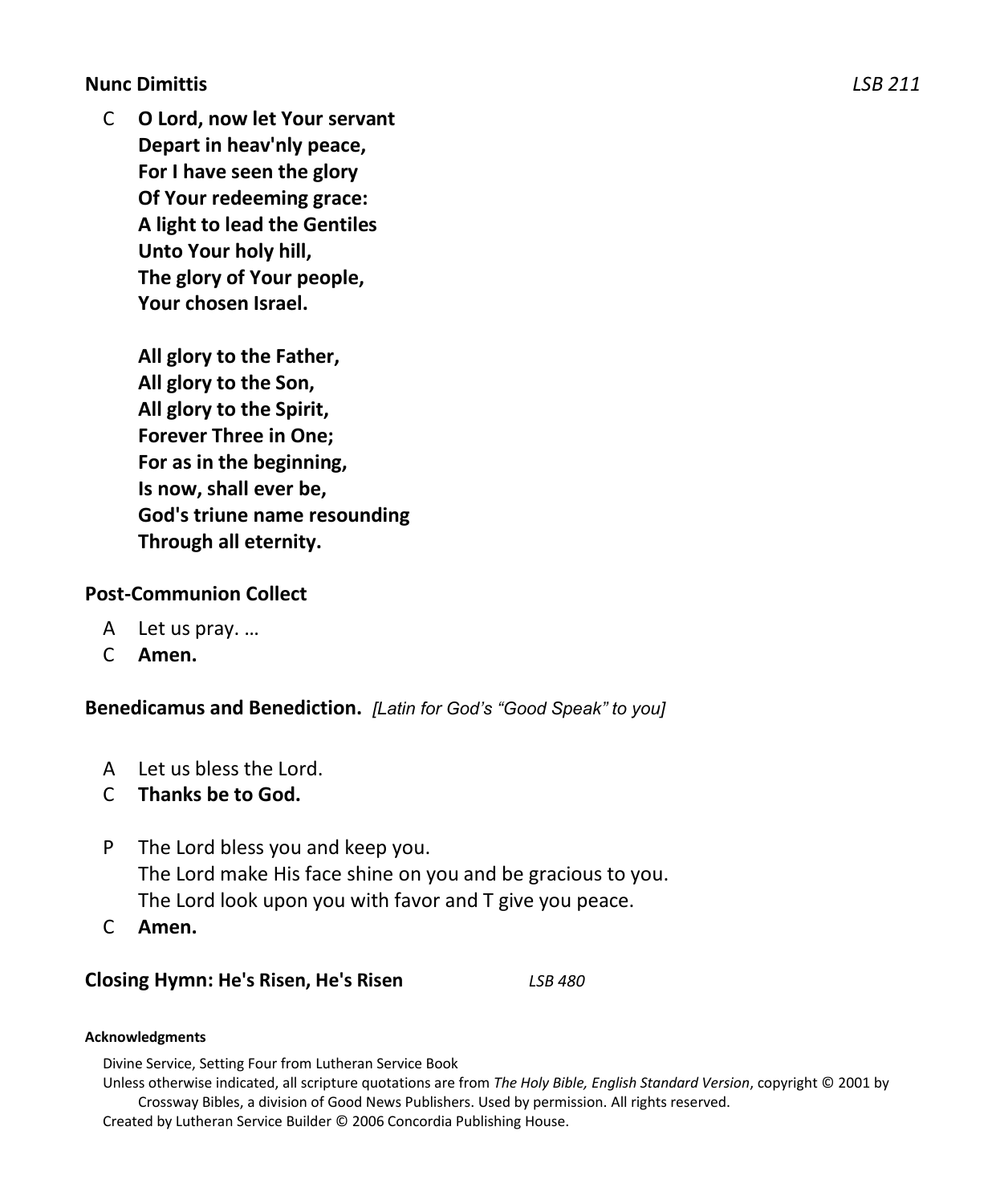**Nunc Dimittis** *LSB 211*

C **O Lord, now let Your servant**
**Depart in heav'nly peace,**
**For I have seen the glory**
**Of Your redeeming grace:**
**A light to lead the Gentiles**
**Unto Your holy hill,**
**The glory of Your people,**
**Your chosen Israel.**

**All glory to the Father,**
**All glory to the Son,**
**All glory to the Spirit,**
**Forever Three in One;**
**For as in the beginning,**
**Is now, shall ever be,**
**God's triune name resounding**
**Through all eternity.**

**Post-Communion Collect**

A Let us pray. …
C **Amen.**

**Benedicamus and Benediction.** *[Latin for God's "Good Speak" to you]*

A Let us bless the Lord.
C **Thanks be to God.**

P The Lord bless you and keep you.
The Lord make His face shine on you and be gracious to you.
The Lord look upon you with favor and T give you peace.
C **Amen.**

**Closing Hymn: He's Risen, He's Risen** *LSB 480*

**Acknowledgments**

Divine Service, Setting Four from Lutheran Service Book
Unless otherwise indicated, all scripture quotations are from *The Holy Bible, English Standard Version*, copyright © 2001 by Crossway Bibles, a division of Good News Publishers. Used by permission. All rights reserved.
Created by Lutheran Service Builder © 2006 Concordia Publishing House.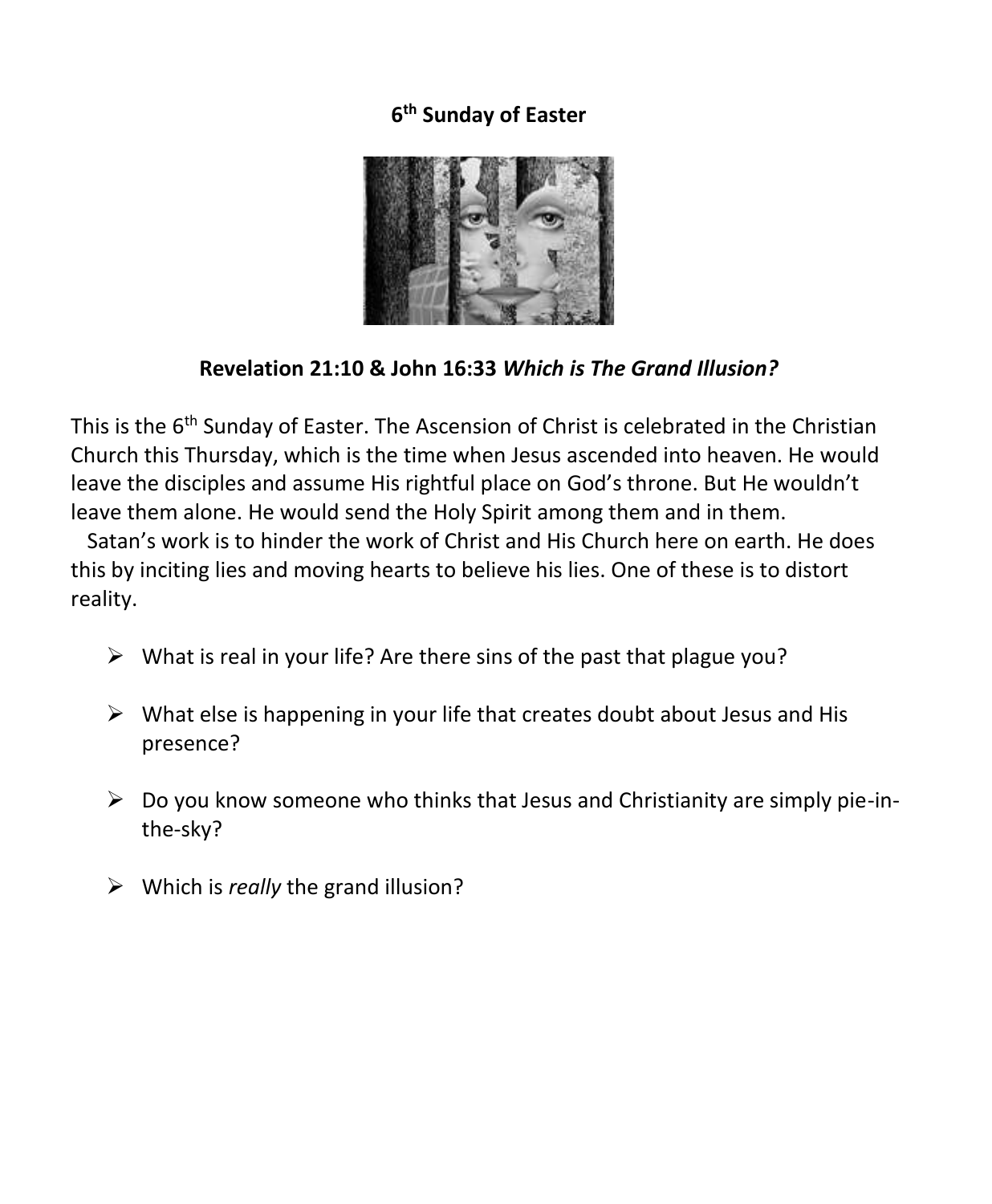# 6th Sunday of Easter

## Revelation 21:10 & John 16:33 *Which is The Grand Illusion?*

This is the 6th Sunday of Easter. The Ascension of Christ is celebrated in the Christian Church this Thursday, which is the time when Jesus ascended into heaven. He would leave the disciples and assume His rightful place on God's throne. But He wouldn't leave them alone. He would send the Holy Spirit among them and in them.

Satan's work is to hinder the work of Christ and His Church here on earth. He does this by inciting lies and moving hearts to believe his lies. One of these is to distort reality.

- What is real in your life? Are there sins of the past that plague you?
- What else is happening in your life that creates doubt about Jesus and His presence?
- Do you know someone who thinks that Jesus and Christianity are simply pie-in-the-sky?
- Which is *really* the grand illusion?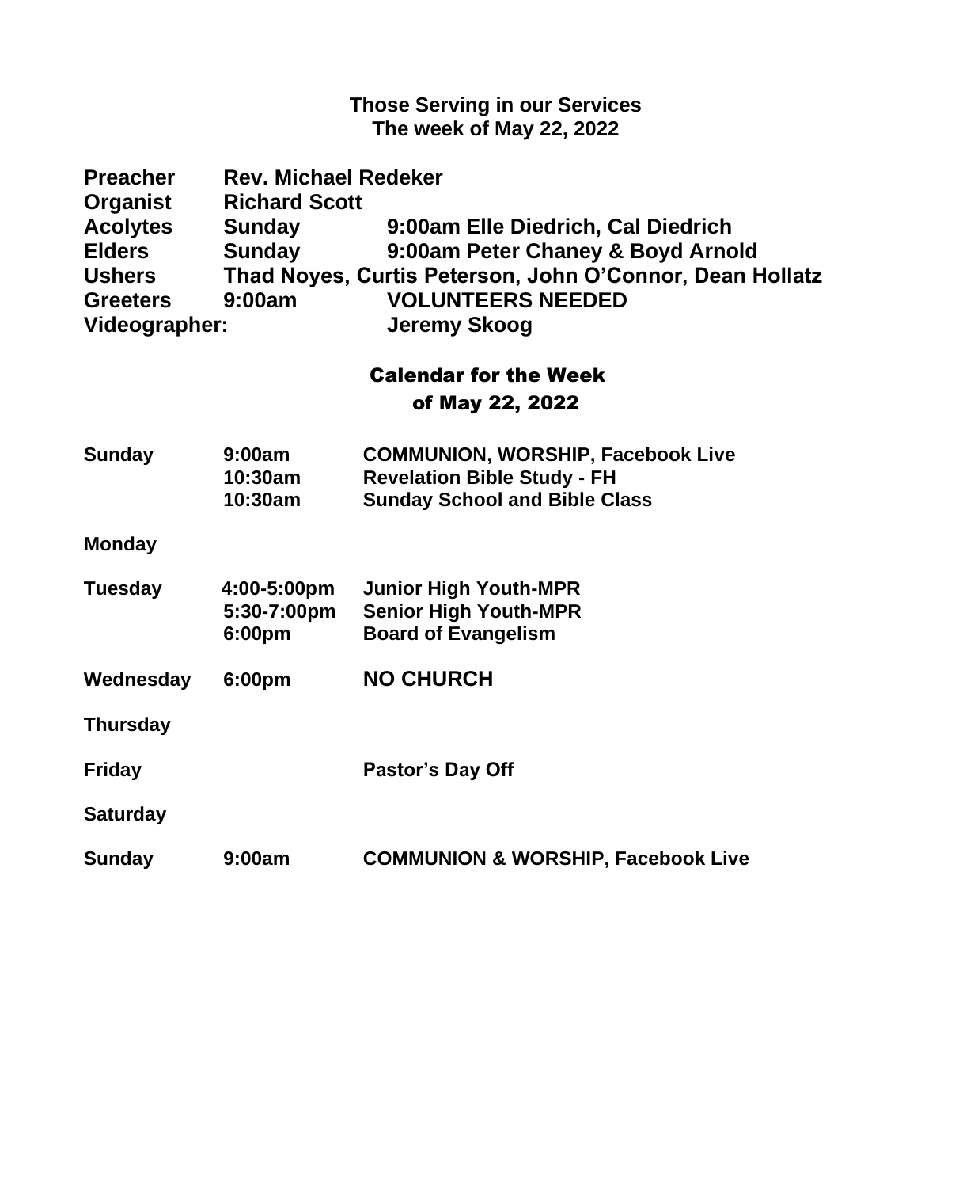## Those Serving in our Services
## The week of May 22, 2022

| | | |
|---|---|---|
| **Preacher** | **Rev. Michael Redeker** | |
| **Organist** | **Richard Scott** | |
| **Acolytes** | **Sunday** | **9:00am Elle Diedrich, Cal Diedrich** |
| **Elders** | **Sunday** | **9:00am Peter Chaney & Boyd Arnold** |
| **Ushers** | **Thad Noyes, Curtis Peterson, John O'Connor, Dean Hollatz** | |
| **Greeters** | **9:00am** | **VOLUNTEERS NEEDED** |
| **Videographer:** | | **Jeremy Skoog** |

## Calendar for the Week of May 22, 2022

| | | |
|---|---|---|
| **Sunday** | **9:00am** | **COMMUNION, WORSHIP, Facebook Live** |
| | **10:30am** | **Revelation Bible Study - FH** |
| | **10:30am** | **Sunday School and Bible Class** |
| **Monday** | | |
| **Tuesday** | **4:00-5:00pm** | **Junior High Youth-MPR** |
| | **5:30-7:00pm** | **Senior High Youth-MPR** |
| | **6:00pm** | **Board of Evangelism** |
| **Wednesday** | **6:00pm** | **NO CHURCH** |
| **Thursday** | | |
| **Friday** | | **Pastor's Day Off** |
| **Saturday** | | |
| **Sunday** | **9:00am** | **COMMUNION & WORSHIP, Facebook Live** |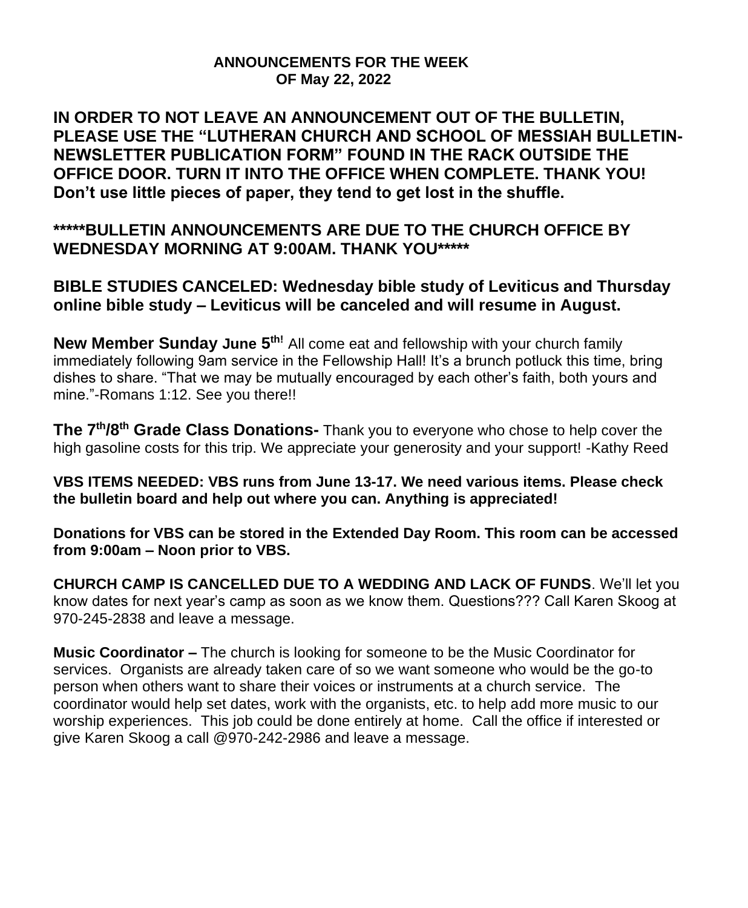**ANNOUNCEMENTS FOR THE WEEK OF May 22, 2022**

**IN ORDER TO NOT LEAVE AN ANNOUNCEMENT OUT OF THE BULLETIN, PLEASE USE THE "LUTHERAN CHURCH AND SCHOOL OF MESSIAH BULLETIN-NEWSLETTER PUBLICATION FORM" FOUND IN THE RACK OUTSIDE THE OFFICE DOOR. TURN IT INTO THE OFFICE WHEN COMPLETE. THANK YOU! Don't use little pieces of paper, they tend to get lost in the shuffle.**

**\*\*\*\*\*BULLETIN ANNOUNCEMENTS ARE DUE TO THE CHURCH OFFICE BY WEDNESDAY MORNING AT 9:00AM. THANK YOU\*\*\*\*\***

**BIBLE STUDIES CANCELED: Wednesday bible study of Leviticus and Thursday online bible study – Leviticus will be canceled and will resume in August.**

**New Member Sunday June 5th!** All come eat and fellowship with your church family immediately following 9am service in the Fellowship Hall! It's a brunch potluck this time, bring dishes to share. "That we may be mutually encouraged by each other's faith, both yours and mine."-Romans 1:12. See you there!!

**The 7th/8th Grade Class Donations-** Thank you to everyone who chose to help cover the high gasoline costs for this trip. We appreciate your generosity and your support! -Kathy Reed

**VBS ITEMS NEEDED: VBS runs from June 13-17. We need various items. Please check the bulletin board and help out where you can. Anything is appreciated!**

**Donations for VBS can be stored in the Extended Day Room. This room can be accessed from 9:00am – Noon prior to VBS.**

**CHURCH CAMP IS CANCELLED DUE TO A WEDDING AND LACK OF FUNDS**. We'll let you know dates for next year's camp as soon as we know them. Questions??? Call Karen Skoog at 970-245-2838 and leave a message.

**Music Coordinator –** The church is looking for someone to be the Music Coordinator for services. Organists are already taken care of so we want someone who would be the go-to person when others want to share their voices or instruments at a church service. The coordinator would help set dates, work with the organists, etc. to help add more music to our worship experiences. This job could be done entirely at home. Call the office if interested or give Karen Skoog a call @970-242-2986 and leave a message.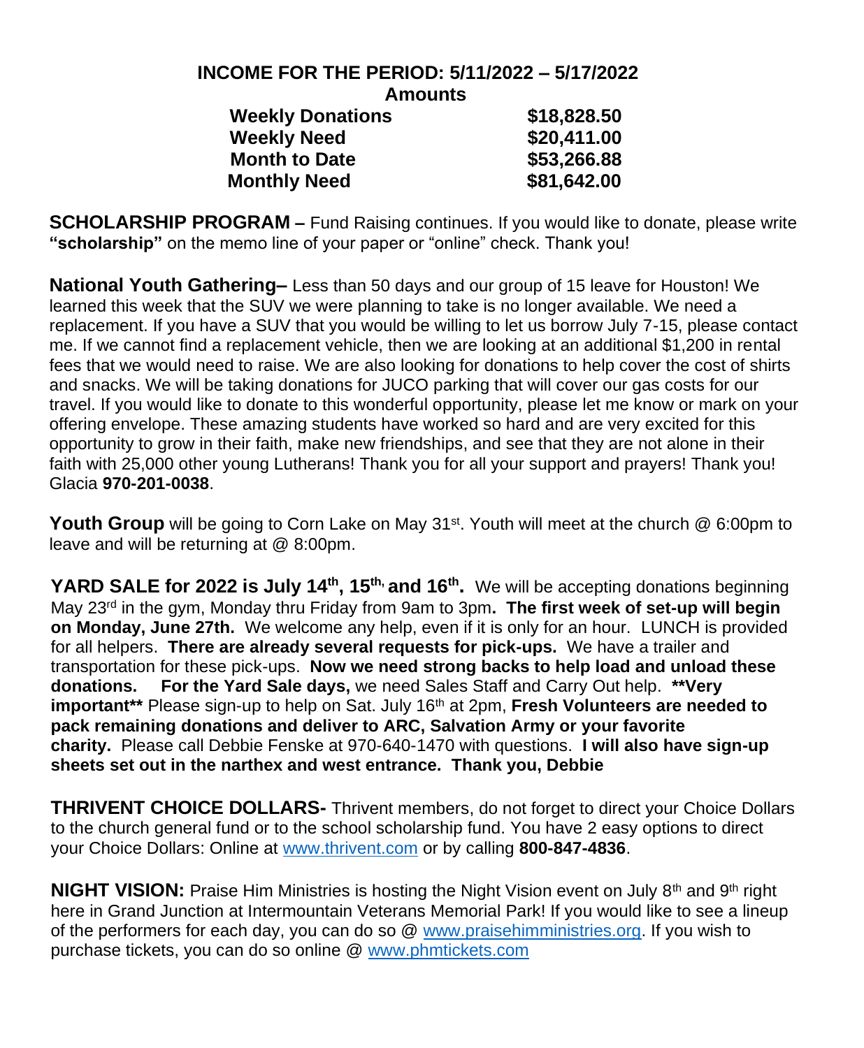**INCOME FOR THE PERIOD: 5/11/2022 – 5/17/2022**

| | **Amounts** |
|---|---|
| **Weekly Donations** | **$18,828.50** |
| **Weekly Need** | **$20,411.00** |
| **Month to Date** | **$53,266.88** |
| **Monthly Need** | **$81,642.00** |

**SCHOLARSHIP PROGRAM –** Fund Raising continues. If you would like to donate, please write **"scholarship"** on the memo line of your paper or "online" check. Thank you!

**National Youth Gathering–** Less than 50 days and our group of 15 leave for Houston! We learned this week that the SUV we were planning to take is no longer available. We need a replacement. If you have a SUV that you would be willing to let us borrow July 7-15, please contact me. If we cannot find a replacement vehicle, then we are looking at an additional $1,200 in rental fees that we would need to raise. We are also looking for donations to help cover the cost of shirts and snacks. We will be taking donations for JUCO parking that will cover our gas costs for our travel. If you would like to donate to this wonderful opportunity, please let me know or mark on your offering envelope. These amazing students have worked so hard and are very excited for this opportunity to grow in their faith, make new friendships, and see that they are not alone in their faith with 25,000 other young Lutherans! Thank you for all your support and prayers! Thank you! Glacia **970-201-0038**.

**Youth Group** will be going to Corn Lake on May 31st. Youth will meet at the church @ 6:00pm to leave and will be returning at @ 8:00pm.

**YARD SALE for 2022 is July 14th, 15th, and 16th.** We will be accepting donations beginning May 23rd in the gym, Monday thru Friday from 9am to 3pm**. The first week of set-up will begin on Monday, June 27th.** We welcome any help, even if it is only for an hour. LUNCH is provided for all helpers. **There are already several requests for pick-ups.** We have a trailer and transportation for these pick-ups. **Now we need strong backs to help load and unload these donations. For the Yard Sale days,** we need Sales Staff and Carry Out help. **\*\*Very important\*\*** Please sign-up to help on Sat. July 16th at 2pm, **Fresh Volunteers are needed to pack remaining donations and deliver to ARC, Salvation Army or your favorite charity.** Please call Debbie Fenske at 970-640-1470 with questions. **I will also have sign-up sheets set out in the narthex and west entrance. Thank you, Debbie**

**THRIVENT CHOICE DOLLARS-** Thrivent members, do not forget to direct your Choice Dollars to the church general fund or to the school scholarship fund. You have 2 easy options to direct your Choice Dollars: Online at www.thrivent.com or by calling **800-847-4836**.

**NIGHT VISION:** Praise Him Ministries is hosting the Night Vision event on July 8th and 9th right here in Grand Junction at Intermountain Veterans Memorial Park! If you would like to see a lineup of the performers for each day, you can do so @ www.praisehimministries.org. If you wish to purchase tickets, you can do so online @ www.phmtickets.com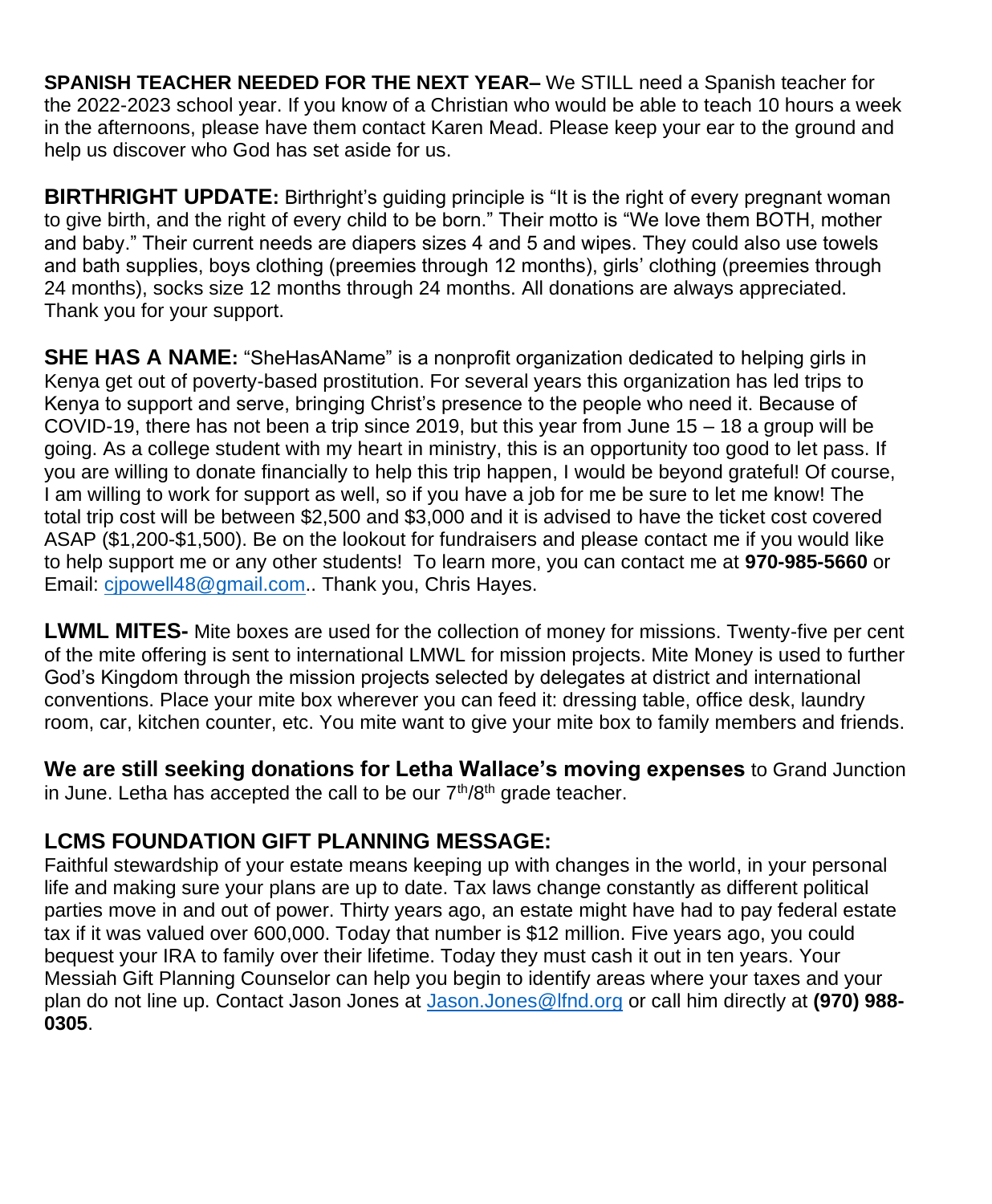**SPANISH TEACHER NEEDED FOR THE NEXT YEAR–** We STILL need a Spanish teacher for the 2022-2023 school year. If you know of a Christian who would be able to teach 10 hours a week in the afternoons, please have them contact Karen Mead. Please keep your ear to the ground and help us discover who God has set aside for us.

**BIRTHRIGHT UPDATE:** Birthright's guiding principle is "It is the right of every pregnant woman to give birth, and the right of every child to be born." Their motto is "We love them BOTH, mother and baby." Their current needs are diapers sizes 4 and 5 and wipes. They could also use towels and bath supplies, boys clothing (preemies through 12 months), girls' clothing (preemies through 24 months), socks size 12 months through 24 months. All donations are always appreciated. Thank you for your support.

**SHE HAS A NAME:** "SheHasAName" is a nonprofit organization dedicated to helping girls in Kenya get out of poverty-based prostitution. For several years this organization has led trips to Kenya to support and serve, bringing Christ's presence to the people who need it. Because of COVID-19, there has not been a trip since 2019, but this year from June 15 – 18 a group will be going. As a college student with my heart in ministry, this is an opportunity too good to let pass. If you are willing to donate financially to help this trip happen, I would be beyond grateful! Of course, I am willing to work for support as well, so if you have a job for me be sure to let me know! The total trip cost will be between $2,500 and $3,000 and it is advised to have the ticket cost covered ASAP ($1,200-$1,500). Be on the lookout for fundraisers and please contact me if you would like to help support me or any other students! To learn more, you can contact me at **970-985-5660** or Email: cjpowell48@gmail.com.. Thank you, Chris Hayes.

**LWML MITES-** Mite boxes are used for the collection of money for missions. Twenty-five per cent of the mite offering is sent to international LMWL for mission projects. Mite Money is used to further God's Kingdom through the mission projects selected by delegates at district and international conventions. Place your mite box wherever you can feed it: dressing table, office desk, laundry room, car, kitchen counter, etc. You mite want to give your mite box to family members and friends.

**We are still seeking donations for Letha Wallace's moving expenses** to Grand Junction in June. Letha has accepted the call to be our 7th/8th grade teacher.

**LCMS FOUNDATION GIFT PLANNING MESSAGE:**

Faithful stewardship of your estate means keeping up with changes in the world, in your personal life and making sure your plans are up to date. Tax laws change constantly as different political parties move in and out of power. Thirty years ago, an estate might have had to pay federal estate tax if it was valued over 600,000. Today that number is $12 million. Five years ago, you could bequest your IRA to family over their lifetime. Today they must cash it out in ten years. Your Messiah Gift Planning Counselor can help you begin to identify areas where your taxes and your plan do not line up. Contact Jason Jones at Jason.Jones@lfnd.org or call him directly at **(970) 988-0305**.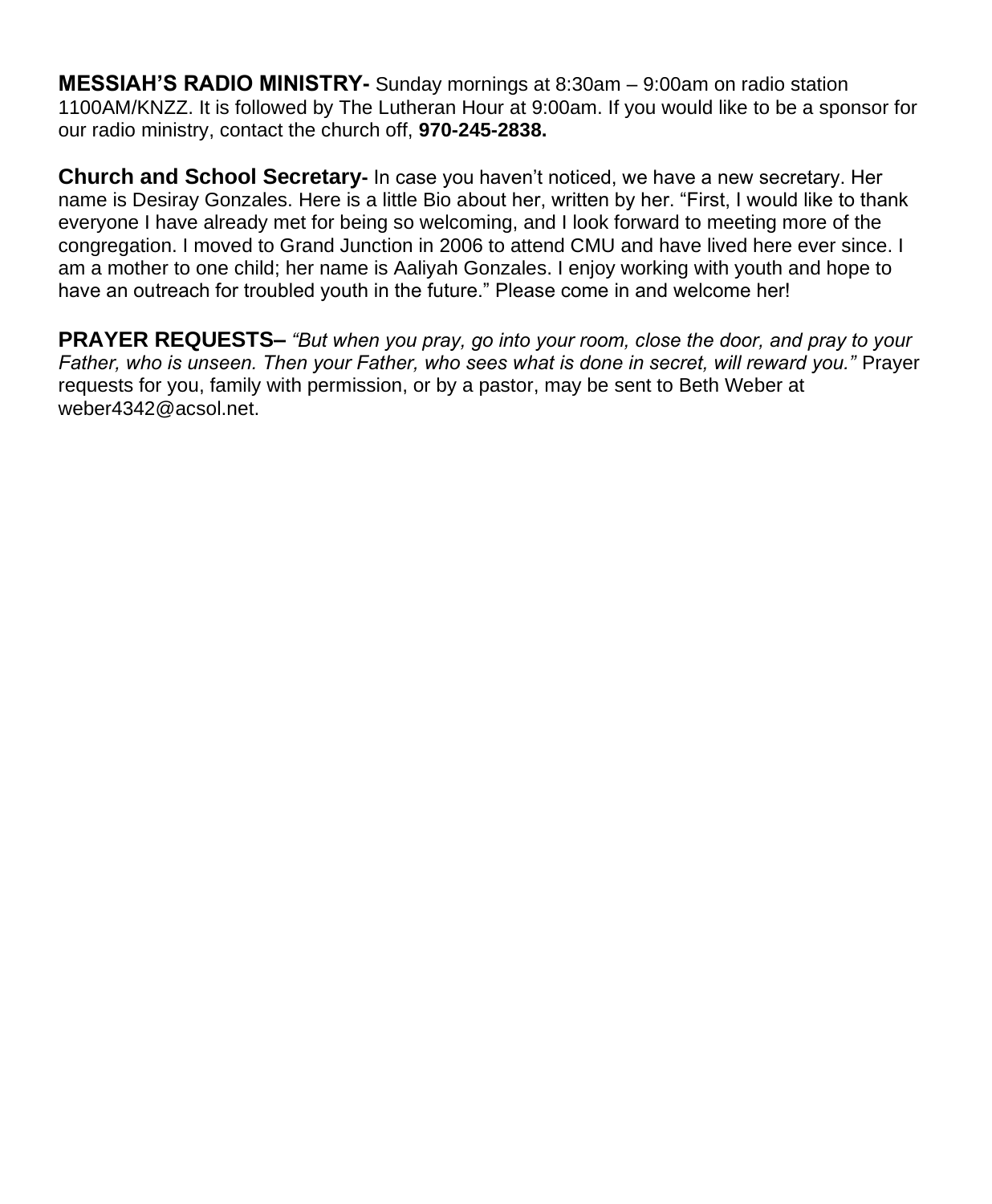**MESSIAH'S RADIO MINISTRY-** Sunday mornings at 8:30am – 9:00am on radio station 1100AM/KNZZ. It is followed by The Lutheran Hour at 9:00am. If you would like to be a sponsor for our radio ministry, contact the church off, **970-245-2838.**

**Church and School Secretary-** In case you haven't noticed, we have a new secretary. Her name is Desiray Gonzales. Here is a little Bio about her, written by her. "First, I would like to thank everyone I have already met for being so welcoming, and I look forward to meeting more of the congregation. I moved to Grand Junction in 2006 to attend CMU and have lived here ever since. I am a mother to one child; her name is Aaliyah Gonzales. I enjoy working with youth and hope to have an outreach for troubled youth in the future." Please come in and welcome her!

**PRAYER REQUESTS–** *"But when you pray, go into your room, close the door, and pray to your Father, who is unseen. Then your Father, who sees what is done in secret, will reward you."* Prayer requests for you, family with permission, or by a pastor, may be sent to Beth Weber at weber4342@acsol.net.